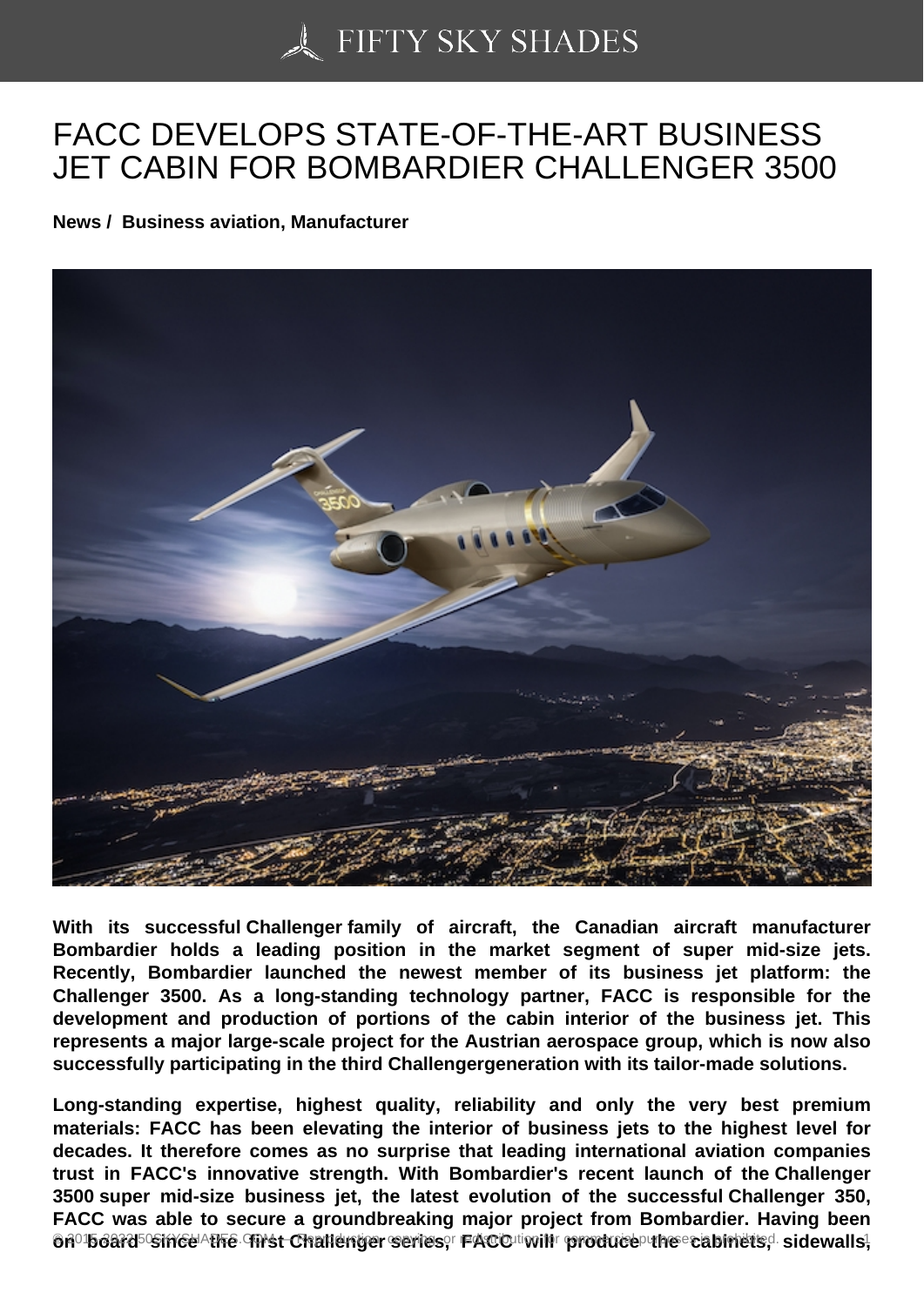# FACC DEVELOPS STATE-OF-THE-ART BUSINESS JET CABIN FOR BOMBARDIER CHALLENGER 3500

**News / Business aviation, Manufacturer**

**With its successful Challenger family of aircraft, the Canadian aircraft manufacturer Bombardier holds a leading position in the market segment of super mid-size jets. Recently, Bombardier launched the newest member of its business jet platform: the Challenger 3500. As a long-standing technology partner, FACC is responsible for the development and production of portions of the cabin interior of the business jet. This represents a major large-scale project for the Austrian aerospace group, which is now also successfully participating in the third Challengergeneration with its tailor-made solutions.**

**Long-standing expertise, highest quality, reliability and only the very best premium materials: FACC has been elevating the interior of business jets to the highest level for decades. It therefore comes as no surprise that leading international aviation companies trust in FACC's innovative strength. With Bombardier's recent launch of the Challenger 3500 super mid-size business jet, the latest evolution of the successful Challenger 350, FACC was able to secure a groundbreaking major project from Bombardier. Having been on board since the first Challenger series, FACC will produce the cabinets, sidewalls,**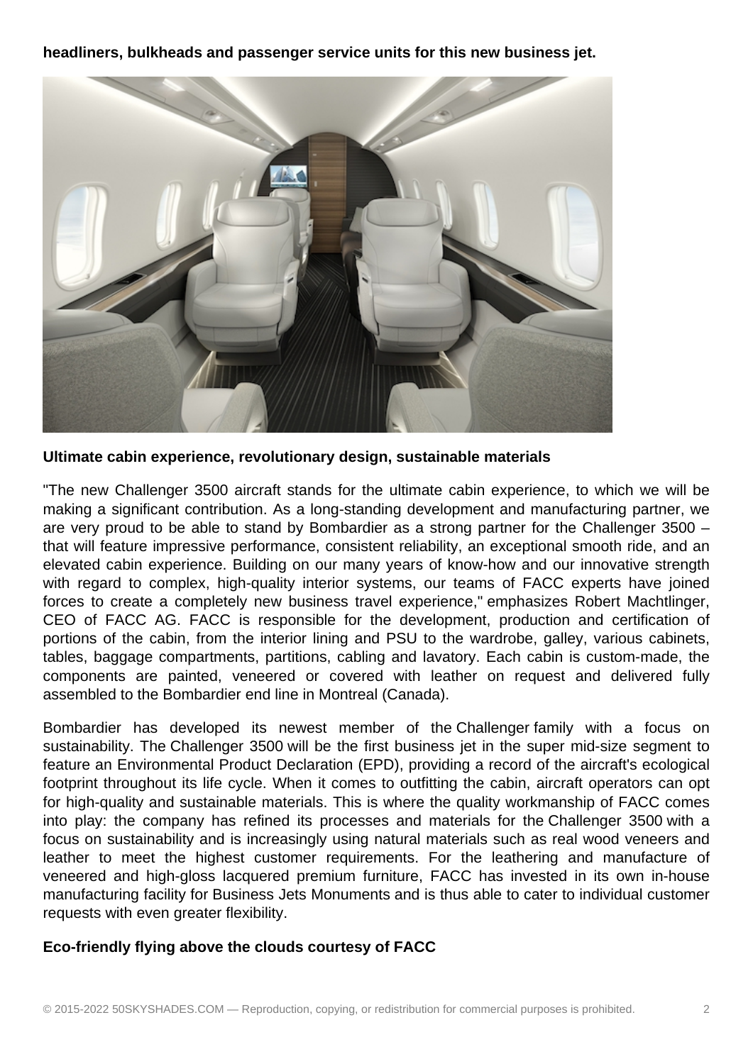**headliners, bulkheads and passenger service units for this new business jet.**

**Ultimate cabin experience, revolutionary design, sustainable materials**

"The new Challenger 3500 aircraft stands for the ultimate cabin experience, to which we will be making a significant contribution. As a long-standing development and manufacturing partner, we are very proud to be able to stand by Bombardier as a strong partner for the Challenger 3500 – that will feature impressive performance, consistent reliability, an exceptional smooth ride, and an elevated cabin experience. Building on our many years of know-how and our innovative strength with regard to complex, high-quality interior systems, our teams of FACC experts have joined forces to create a completely new business travel experience," emphasizes Robert Machtlinger, CEO of FACC AG. FACC is responsible for the development, production and certification of portions of the cabin, from the interior lining and PSU to the wardrobe, galley, various cabinets, tables, baggage compartments, partitions, cabling and lavatory. Each cabin is custom-made, the components are painted, veneered or covered with leather on request and delivered fully assembled to the Bombardier end line in Montreal (Canada).

Bombardier has developed its newest member of the Challenger family with a focus on sustainability. The Challenger 3500 will be the first business jet in the super mid-size segment to feature an Environmental Product Declaration (EPD), providing a record of the aircraft's ecological footprint throughout its life cycle. When it comes to outfitting the cabin, aircraft operators can opt for high-quality and sustainable materials. This is where the quality workmanship of FACC comes into play: the company has refined its processes and materials for the Challenger 3500 with a focus on sustainability and is increasingly using natural materials such as real wood veneers and leather to meet the highest customer requirements. For the leathering and manufacture of veneered and high-gloss lacquered premium furniture, FACC has invested in its own in-house manufacturing facility for Business Jets Monuments and is thus able to cater to individual customer requests with even greater flexibility.

**Eco-friendly flying above the clouds courtesy of FACC**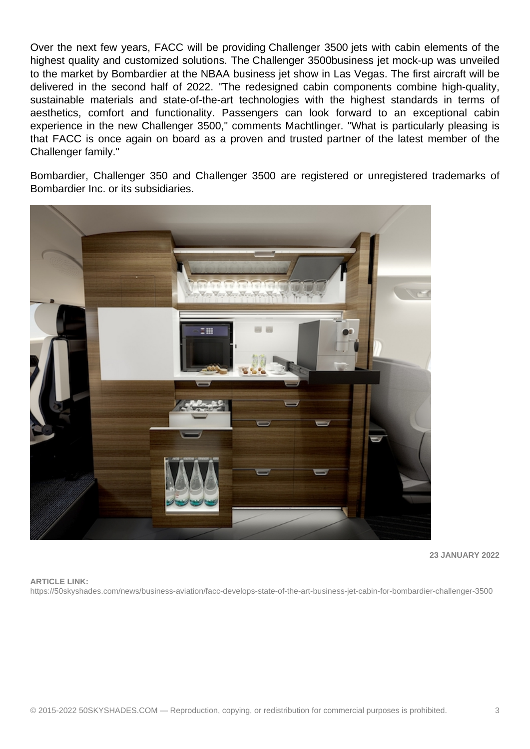Over the next few years, FACC will be providing Challenger 3500 jets with cabin elements of the highest quality and customized solutions. The Challenger 3500business jet mock-up was unveiled to the market by Bombardier at the NBAA business jet show in Las Vegas. The first aircraft will be delivered in the second half of 2022. "The redesigned cabin components combine high-quality, sustainable materials and state-of-the-art technologies with the highest standards in terms of aesthetics, comfort and functionality. Passengers can look forward to an exceptional cabin experience in the new Challenger 3500," comments Machtlinger. "What is particularly pleasing is that FACC is once again on board as a proven and trusted partner of the latest member of the Challenger family."

Bombardier, Challenger 350 and Challenger 3500 are registered or unregistered trademarks of Bombardier Inc. or its subsidiaries.

**23 JANUARY 2022**

**ARTICLE LINK:**
https://50skyshades.com/news/business-aviation/facc-develops-state-of-the-art-business-jet-cabin-for-bombardier-challenger-3500